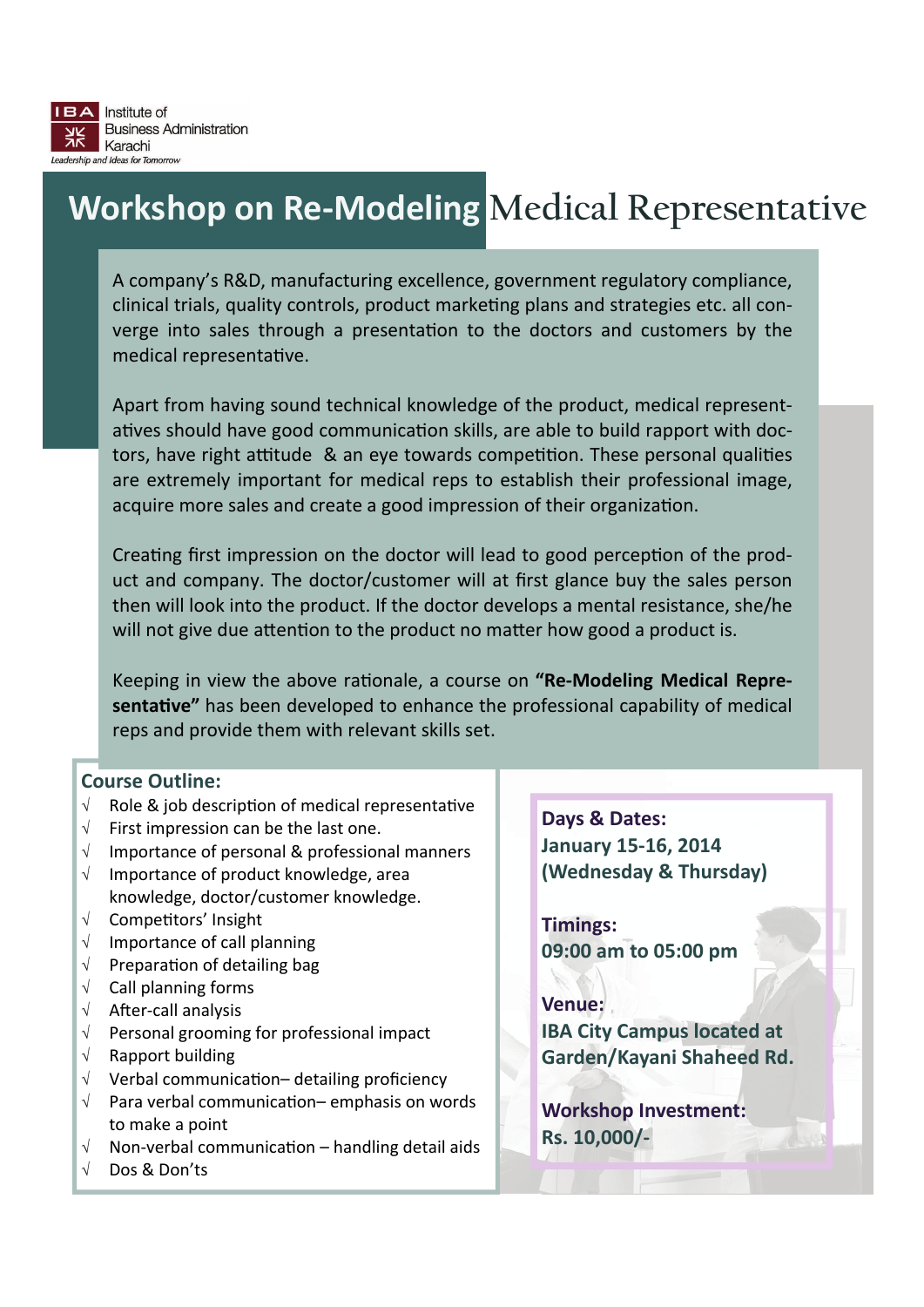IBA Institute of Business Administration Karachi

*Leadership and Ideas for Tomorrow*

# Workshop on Re-Modeling Medical Representative

A company's R&D, manufacturing excellence, government regulatory compliance, clinical trials, quality controls, product marketing plans and strategies etc. all converge into sales through a presentation to the doctors and customers by the medical representative.

Apart from having sound technical knowledge of the product, medical representatives should have good communication skills, are able to build rapport with doctors, have right attitude & an eye towards competition. These personal qualities are extremely important for medical reps to establish their professional image, acquire more sales and create a good impression of their organization.

Creating first impression on the doctor will lead to good perception of the product and company. The doctor/customer will at first glance buy the sales person then will look into the product. If the doctor develops a mental resistance, she/he will not give due attention to the product no matter how good a product is.

Keeping in view the above rationale, a course on **"Re-Modeling Medical Representative"** has been developed to enhance the professional capability of medical reps and provide them with relevant skills set.

## Course Outline:

- √ Role & job description of medical representative
- √ First impression can be the last one.
- √ Importance of personal & professional manners
- √ Importance of product knowledge, area knowledge, doctor/customer knowledge.
- √ Competitors' Insight
- √ Importance of call planning
- √ Preparation of detailing bag
- √ Call planning forms
- √ After-call analysis
- √ Personal grooming for professional impact
- √ Rapport building
- √ Verbal communication– detailing proficiency
- √ Para verbal communication– emphasis on words to make a point
- √ Non-verbal communication – handling detail aids
- √ Dos & Don'ts

**Days & Dates:**
**January 15-16, 2014**
**(Wednesday & Thursday)**

**Timings:**
**09:00 am to 05:00 pm**

**Venue:**
**IBA City Campus located at Garden/Kayani Shaheed Rd.**

**Workshop Investment:**
**Rs. 10,000/-**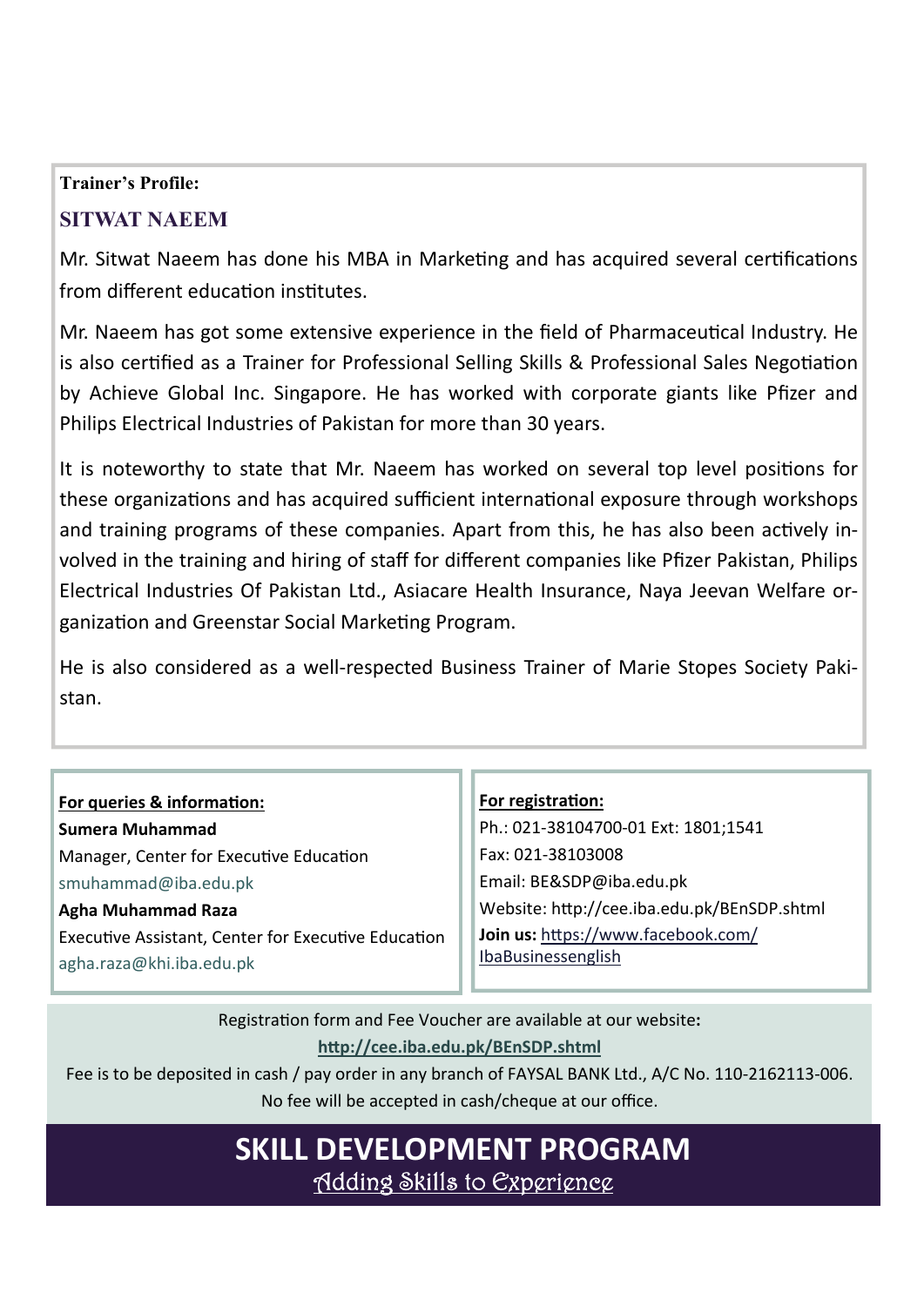**Trainer's Profile:**

## SITWAT NAEEM

Mr. Sitwat Naeem has done his MBA in Marketing and has acquired several certifications from different education institutes.

Mr. Naeem has got some extensive experience in the field of Pharmaceutical Industry. He is also certified as a Trainer for Professional Selling Skills & Professional Sales Negotiation by Achieve Global Inc. Singapore. He has worked with corporate giants like Pfizer and Philips Electrical Industries of Pakistan for more than 30 years.

It is noteworthy to state that Mr. Naeem has worked on several top level positions for these organizations and has acquired sufficient international exposure through workshops and training programs of these companies. Apart from this, he has also been actively involved in the training and hiring of staff for different companies like Pfizer Pakistan, Philips Electrical Industries Of Pakistan Ltd., Asiacare Health Insurance, Naya Jeevan Welfare organization and Greenstar Social Marketing Program.

He is also considered as a well-respected Business Trainer of Marie Stopes Society Pakistan.

**For queries & information:**

**Sumera Muhammad**
Manager, Center for Executive Education
smuhammad@iba.edu.pk

**Agha Muhammad Raza**
Executive Assistant, Center for Executive Education
agha.raza@khi.iba.edu.pk

**For registration:**

Ph.: 021-38104700-01 Ext: 1801;1541
Fax: 021-38103008
Email: BE&SDP@iba.edu.pk
Website: http://cee.iba.edu.pk/BEnSDP.shtml
**Join us:** https://www.facebook.com/IbaBusinessenglish

Registration form and Fee Voucher are available at our website**:**

**http://cee.iba.edu.pk/BEnSDP.shtml**

Fee is to be deposited in cash / pay order in any branch of FAYSAL BANK Ltd., A/C No. 110-2162113-006. No fee will be accepted in cash/cheque at our office.

# SKILL DEVELOPMENT PROGRAM

Adding Skills to Experience